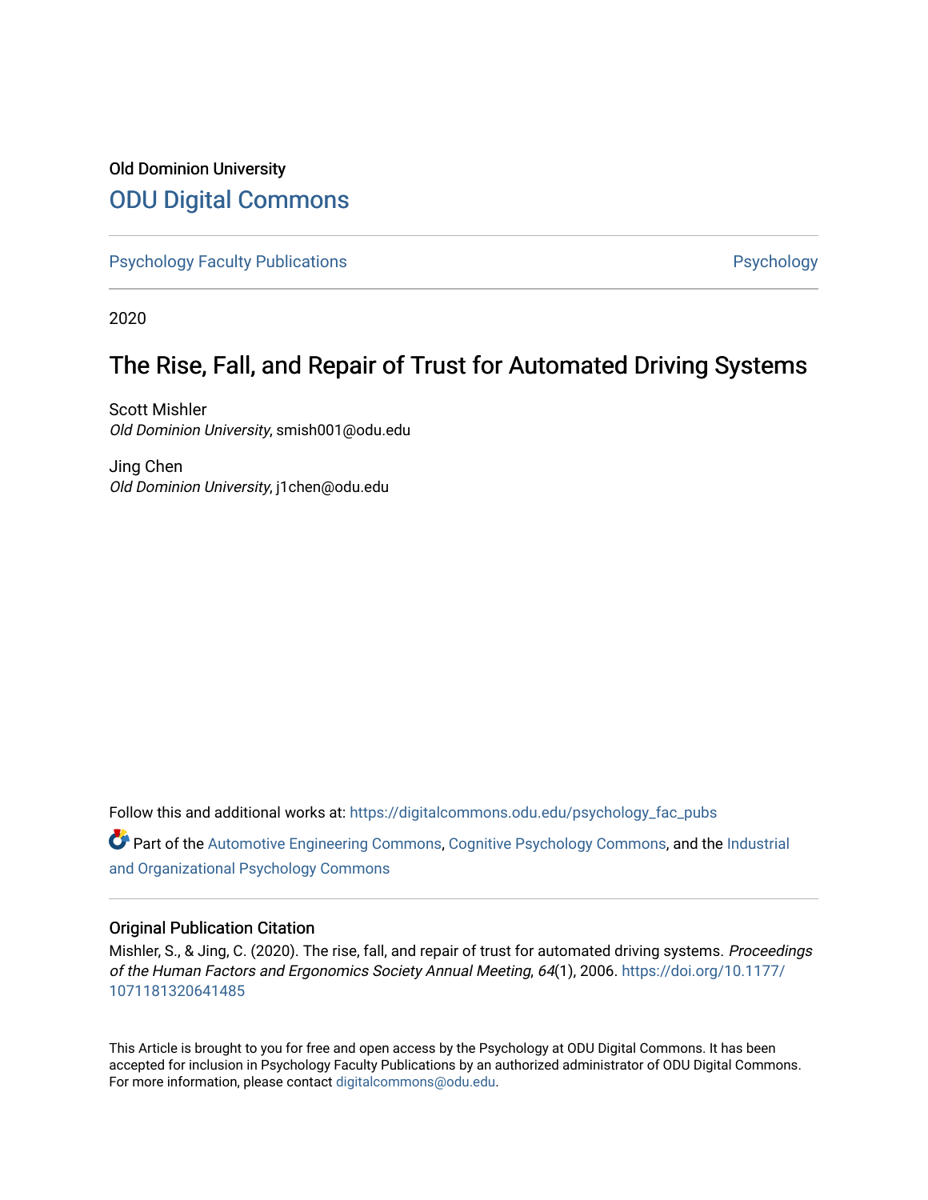Old Dominion University

## ODU Digital Commons

Psychology Faculty Publications | Psychology

2020

# The Rise, Fall, and Repair of Trust for Automated Driving Systems

Scott Mishler
*Old Dominion University*, smish001@odu.edu

Jing Chen
*Old Dominion University*, j1chen@odu.edu

Follow this and additional works at: https://digitalcommons.odu.edu/psychology_fac_pubs

Part of the Automotive Engineering Commons, Cognitive Psychology Commons, and the Industrial and Organizational Psychology Commons

### Original Publication Citation

Mishler, S., & Jing, C. (2020). The rise, fall, and repair of trust for automated driving systems. *Proceedings of the Human Factors and Ergonomics Society Annual Meeting*, *64*(1), 2006. https://doi.org/10.1177/1071181320641485

This Article is brought to you for free and open access by the Psychology at ODU Digital Commons. It has been accepted for inclusion in Psychology Faculty Publications by an authorized administrator of ODU Digital Commons. For more information, please contact digitalcommons@odu.edu.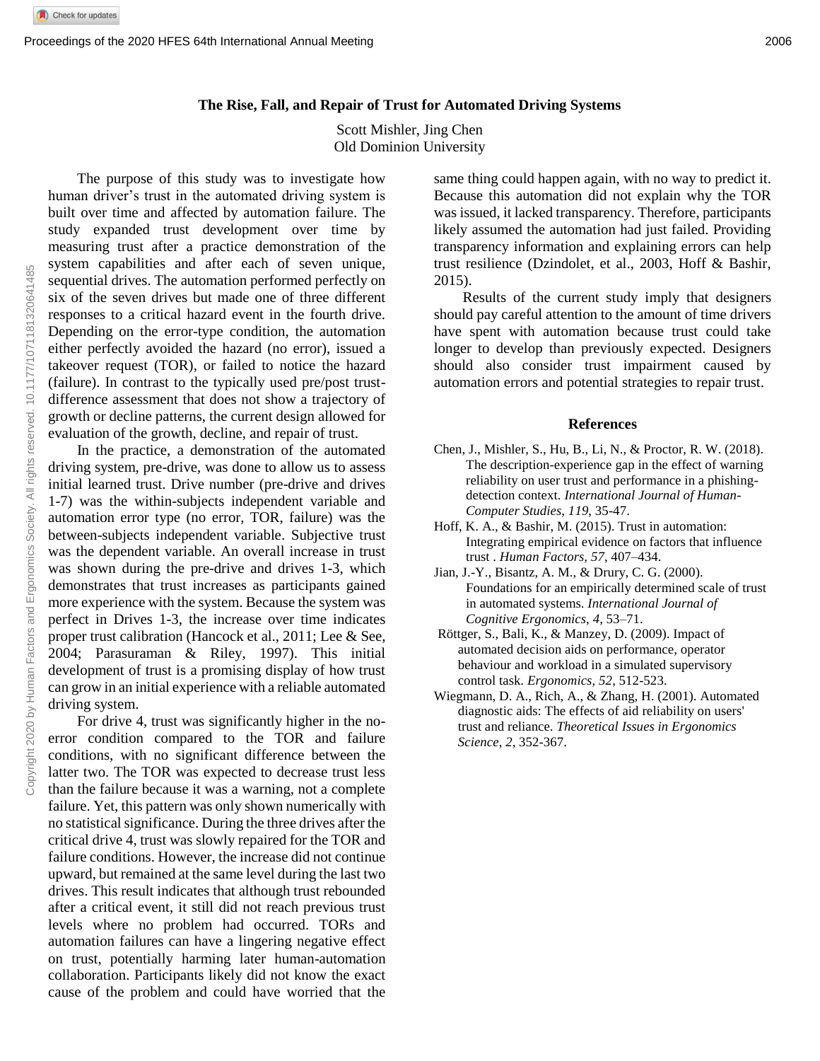# The Rise, Fall, and Repair of Trust for Automated Driving Systems

Scott Mishler, Jing Chen
Old Dominion University

The purpose of this study was to investigate how human driver's trust in the automated driving system is built over time and affected by automation failure. The study expanded trust development over time by measuring trust after a practice demonstration of the system capabilities and after each of seven unique, sequential drives. The automation performed perfectly on six of the seven drives but made one of three different responses to a critical hazard event in the fourth drive. Depending on the error-type condition, the automation either perfectly avoided the hazard (no error), issued a takeover request (TOR), or failed to notice the hazard (failure). In contrast to the typically used pre/post trust-difference assessment that does not show a trajectory of growth or decline patterns, the current design allowed for evaluation of the growth, decline, and repair of trust.

In the practice, a demonstration of the automated driving system, pre-drive, was done to allow us to assess initial learned trust. Drive number (pre-drive and drives 1-7) was the within-subjects independent variable and automation error type (no error, TOR, failure) was the between-subjects independent variable. Subjective trust was the dependent variable. An overall increase in trust was shown during the pre-drive and drives 1-3, which demonstrates that trust increases as participants gained more experience with the system. Because the system was perfect in Drives 1-3, the increase over time indicates proper trust calibration (Hancock et al., 2011; Lee & See, 2004; Parasuraman & Riley, 1997). This initial development of trust is a promising display of how trust can grow in an initial experience with a reliable automated driving system.

For drive 4, trust was significantly higher in the no-error condition compared to the TOR and failure conditions, with no significant difference between the latter two. The TOR was expected to decrease trust less than the failure because it was a warning, not a complete failure. Yet, this pattern was only shown numerically with no statistical significance. During the three drives after the critical drive 4, trust was slowly repaired for the TOR and failure conditions. However, the increase did not continue upward, but remained at the same level during the last two drives. This result indicates that although trust rebounded after a critical event, it still did not reach previous trust levels where no problem had occurred. TORs and automation failures can have a lingering negative effect on trust, potentially harming later human-automation collaboration. Participants likely did not know the exact cause of the problem and could have worried that the same thing could happen again, with no way to predict it. Because this automation did not explain why the TOR was issued, it lacked transparency. Therefore, participants likely assumed the automation had just failed. Providing transparency information and explaining errors can help trust resilience (Dzindolet, et al., 2003, Hoff & Bashir, 2015).

Results of the current study imply that designers should pay careful attention to the amount of time drivers have spent with automation because trust could take longer to develop than previously expected. Designers should also consider trust impairment caused by automation errors and potential strategies to repair trust.

## References

Chen, J., Mishler, S., Hu, B., Li, N., & Proctor, R. W. (2018). The description-experience gap in the effect of warning reliability on user trust and performance in a phishing-detection context. *International Journal of Human-Computer Studies*, *119*, 35-47.

Hoff, K. A., & Bashir, M. (2015). Trust in automation: Integrating empirical evidence on factors that influence trust . *Human Factors, 57*, 407–434.

Jian, J.-Y., Bisantz, A. M., & Drury, C. G. (2000). Foundations for an empirically determined scale of trust in automated systems. *International Journal of Cognitive Ergonomics*, *4*, 53–71.

Röttger, S., Bali, K., & Manzey, D. (2009). Impact of automated decision aids on performance, operator behaviour and workload in a simulated supervisory control task. *Ergonomics, 52*, 512-523.

Wiegmann, D. A., Rich, A., & Zhang, H. (2001). Automated diagnostic aids: The effects of aid reliability on users' trust and reliance. *Theoretical Issues in Ergonomics Science, 2*, 352-367.